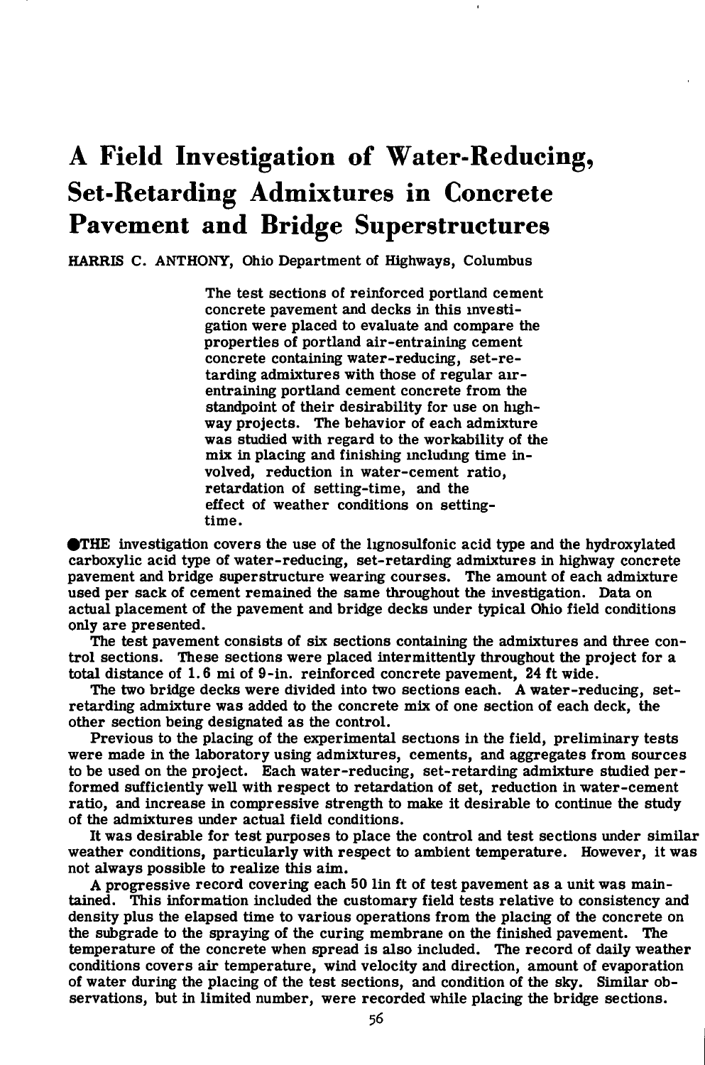# A Field Investigation of Water-Reducing, Set-Retarding Admixtures in Concrete Pavement and Bridge Superstructures

HARRIS C. ANTHONY, Ohio Department of Highways, Columbus

> The test sections of reinforced portland cement concrete pavement and decks in this investigation were placed to evaluate and compare the properties of portland air-entraining cement concrete containing water-reducing, set-retarding admixtures with those of regular air-entraining portland cement concrete from the standpoint of their desirability for use on highway projects. The behavior of each admixture was studied with regard to the workability of the mix in placing and finishing including time involved, reduction in water-cement ratio, retardation of setting-time, and the effect of weather conditions on setting-time.

●THE investigation covers the use of the lignosulfonic acid type and the hydroxylated carboxylic acid type of water-reducing, set-retarding admixtures in highway concrete pavement and bridge superstructure wearing courses. The amount of each admixture used per sack of cement remained the same throughout the investigation. Data on actual placement of the pavement and bridge decks under typical Ohio field conditions only are presented.

The test pavement consists of six sections containing the admixtures and three control sections. These sections were placed intermittently throughout the project for a total distance of 1.6 mi of 9-in. reinforced concrete pavement, 24 ft wide.

The two bridge decks were divided into two sections each. A water-reducing, set-retarding admixture was added to the concrete mix of one section of each deck, the other section being designated as the control.

Previous to the placing of the experimental sections in the field, preliminary tests were made in the laboratory using admixtures, cements, and aggregates from sources to be used on the project. Each water-reducing, set-retarding admixture studied performed sufficiently well with respect to retardation of set, reduction in water-cement ratio, and increase in compressive strength to make it desirable to continue the study of the admixtures under actual field conditions.

It was desirable for test purposes to place the control and test sections under similar weather conditions, particularly with respect to ambient temperature. However, it was not always possible to realize this aim.

A progressive record covering each 50 lin ft of test pavement as a unit was maintained. This information included the customary field tests relative to consistency and density plus the elapsed time to various operations from the placing of the concrete on the subgrade to the spraying of the curing membrane on the finished pavement. The temperature of the concrete when spread is also included. The record of daily weather conditions covers air temperature, wind velocity and direction, amount of evaporation of water during the placing of the test sections, and condition of the sky. Similar observations, but in limited number, were recorded while placing the bridge sections.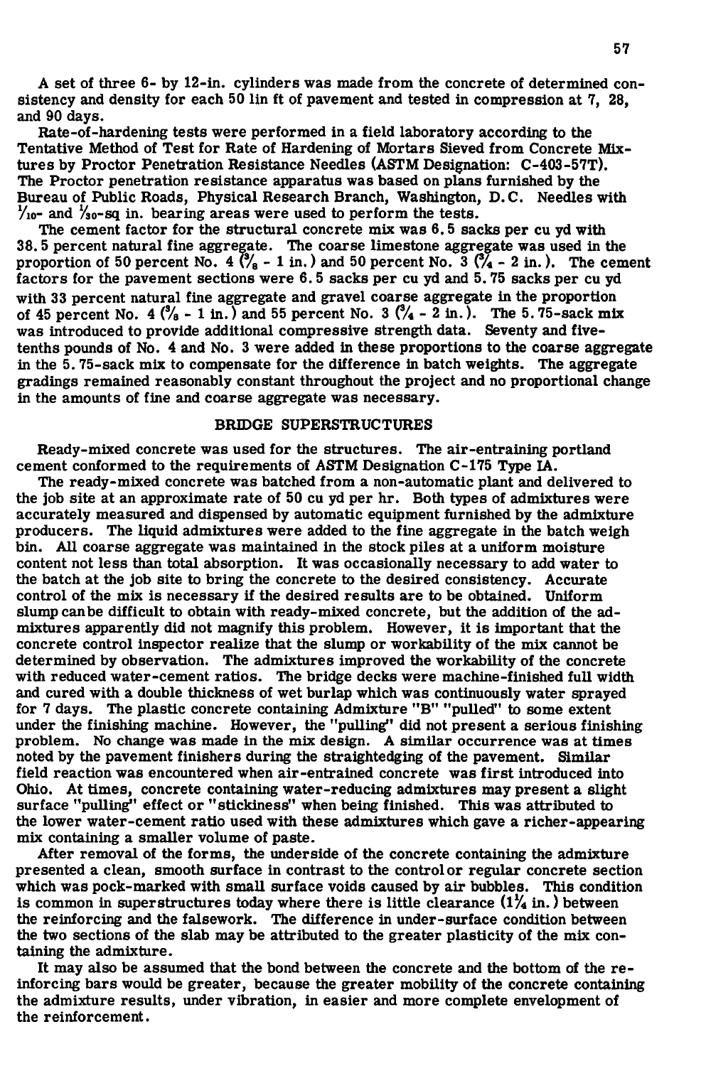A set of three 6- by 12-in. cylinders was made from the concrete of determined consistency and density for each 50 lin ft of pavement and tested in compression at 7, 28, and 90 days.

Rate-of-hardening tests were performed in a field laboratory according to the Tentative Method of Test for Rate of Hardening of Mortars Sieved from Concrete Mixtures by Proctor Penetration Resistance Needles (ASTM Designation: C-403-57T). The Proctor penetration resistance apparatus was based on plans furnished by the Bureau of Public Roads, Physical Research Branch, Washington, D.C. Needles with $\frac{1}{10}$- and $\frac{1}{20}$-sq in. bearing areas were used to perform the tests.

The cement factor for the structural concrete mix was 6.5 sacks per cu yd with 38.5 percent natural fine aggregate. The coarse limestone aggregate was used in the proportion of 50 percent No. 4 ($\frac{3}{8}$ - 1 in.) and 50 percent No. 3 ($\frac{3}{4}$ - 2 in.). The cement factors for the pavement sections were 6.5 sacks per cu yd and 5.75 sacks per cu yd with 33 percent natural fine aggregate and gravel coarse aggregate in the proportion of 45 percent No. 4 ($\frac{3}{8}$ - 1 in.) and 55 percent No. 3 ($\frac{3}{4}$ - 2 in.). The 5.75-sack mix was introduced to provide additional compressive strength data. Seventy and five-tenths pounds of No. 4 and No. 3 were added in these proportions to the coarse aggregate in the 5.75-sack mix to compensate for the difference in batch weights. The aggregate gradings remained reasonably constant throughout the project and no proportional change in the amounts of fine and coarse aggregate was necessary.

## BRIDGE SUPERSTRUCTURES

Ready-mixed concrete was used for the structures. The air-entraining portland cement conformed to the requirements of ASTM Designation C-175 Type IA.

The ready-mixed concrete was batched from a non-automatic plant and delivered to the job site at an approximate rate of 50 cu yd per hr. Both types of admixtures were accurately measured and dispensed by automatic equipment furnished by the admixture producers. The liquid admixtures were added to the fine aggregate in the batch weigh bin. All coarse aggregate was maintained in the stock piles at a uniform moisture content not less than total absorption. It was occasionally necessary to add water to the batch at the job site to bring the concrete to the desired consistency. Accurate control of the mix is necessary if the desired results are to be obtained. Uniform slump can be difficult to obtain with ready-mixed concrete, but the addition of the admixtures apparently did not magnify this problem. However, it is important that the concrete control inspector realize that the slump or workability of the mix cannot be determined by observation. The admixtures improved the workability of the concrete with reduced water-cement ratios. The bridge decks were machine-finished full width and cured with a double thickness of wet burlap which was continuously water sprayed for 7 days. The plastic concrete containing Admixture "B" "pulled" to some extent under the finishing machine. However, the "pulling" did not present a serious finishing problem. No change was made in the mix design. A similar occurrence was at times noted by the pavement finishers during the straightedging of the pavement. Similar field reaction was encountered when air-entrained concrete was first introduced into Ohio. At times, concrete containing water-reducing admixtures may present a slight surface "pulling" effect or "stickiness" when being finished. This was attributed to the lower water-cement ratio used with these admixtures which gave a richer-appearing mix containing a smaller volume of paste.

After removal of the forms, the underside of the concrete containing the admixture presented a clean, smooth surface in contrast to the control or regular concrete section which was pock-marked with small surface voids caused by air bubbles. This condition is common in superstructures today where there is little clearance ($1\frac{1}{4}$ in.) between the reinforcing and the falsework. The difference in under-surface condition between the two sections of the slab may be attributed to the greater plasticity of the mix containing the admixture.

It may also be assumed that the bond between the concrete and the bottom of the reinforcing bars would be greater, because the greater mobility of the concrete containing the admixture results, under vibration, in easier and more complete envelopment of the reinforcement.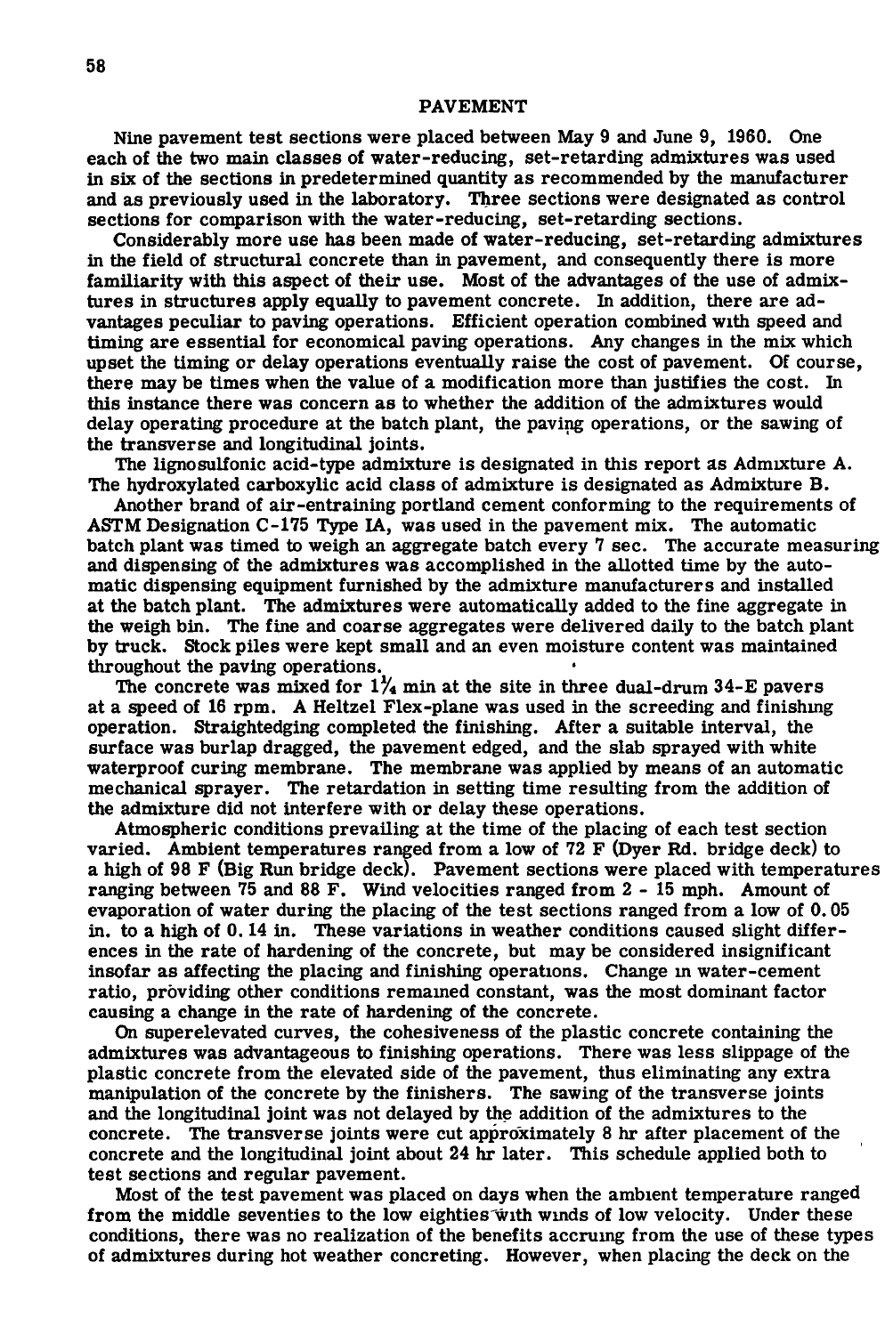## PAVEMENT

Nine pavement test sections were placed between May 9 and June 9, 1960. One each of the two main classes of water-reducing, set-retarding admixtures was used in six of the sections in predetermined quantity as recommended by the manufacturer and as previously used in the laboratory. Three sections were designated as control sections for comparison with the water-reducing, set-retarding sections.

Considerably more use has been made of water-reducing, set-retarding admixtures in the field of structural concrete than in pavement, and consequently there is more familiarity with this aspect of their use. Most of the advantages of the use of admixtures in structures apply equally to pavement concrete. In addition, there are advantages peculiar to paving operations. Efficient operation combined with speed and timing are essential for economical paving operations. Any changes in the mix which upset the timing or delay operations eventually raise the cost of pavement. Of course, there may be times when the value of a modification more than justifies the cost. In this instance there was concern as to whether the addition of the admixtures would delay operating procedure at the batch plant, the paving operations, or the sawing of the transverse and longitudinal joints.

The lignosulfonic acid-type admixture is designated in this report as Admixture A. The hydroxylated carboxylic acid class of admixture is designated as Admixture B.

Another brand of air-entraining portland cement conforming to the requirements of ASTM Designation C-175 Type IA, was used in the pavement mix. The automatic batch plant was timed to weigh an aggregate batch every 7 sec. The accurate measuring and dispensing of the admixtures was accomplished in the allotted time by the automatic dispensing equipment furnished by the admixture manufacturers and installed at the batch plant. The admixtures were automatically added to the fine aggregate in the weigh bin. The fine and coarse aggregates were delivered daily to the batch plant by truck. Stock piles were kept small and an even moisture content was maintained throughout the paving operations.

The concrete was mixed for 1¼ min at the site in three dual-drum 34-E pavers at a speed of 16 rpm. A Heltzel Flex-plane was used in the screeding and finishing operation. Straightedging completed the finishing. After a suitable interval, the surface was burlap dragged, the pavement edged, and the slab sprayed with white waterproof curing membrane. The membrane was applied by means of an automatic mechanical sprayer. The retardation in setting time resulting from the addition of the admixture did not interfere with or delay these operations.

Atmospheric conditions prevailing at the time of the placing of each test section varied. Ambient temperatures ranged from a low of 72 F (Dyer Rd. bridge deck) to a high of 98 F (Big Run bridge deck). Pavement sections were placed with temperatures ranging between 75 and 88 F. Wind velocities ranged from 2 - 15 mph. Amount of evaporation of water during the placing of the test sections ranged from a low of 0.05 in. to a high of 0.14 in. These variations in weather conditions caused slight differences in the rate of hardening of the concrete, but may be considered insignificant insofar as affecting the placing and finishing operations. Change in water-cement ratio, providing other conditions remained constant, was the most dominant factor causing a change in the rate of hardening of the concrete.

On superelevated curves, the cohesiveness of the plastic concrete containing the admixtures was advantageous to finishing operations. There was less slippage of the plastic concrete from the elevated side of the pavement, thus eliminating any extra manipulation of the concrete by the finishers. The sawing of the transverse joints and the longitudinal joint was not delayed by the addition of the admixtures to the concrete. The transverse joints were cut approximately 8 hr after placement of the concrete and the longitudinal joint about 24 hr later. This schedule applied both to test sections and regular pavement.

Most of the test pavement was placed on days when the ambient temperature ranged from the middle seventies to the low eighties with winds of low velocity. Under these conditions, there was no realization of the benefits accruing from the use of these types of admixtures during hot weather concreting. However, when placing the deck on the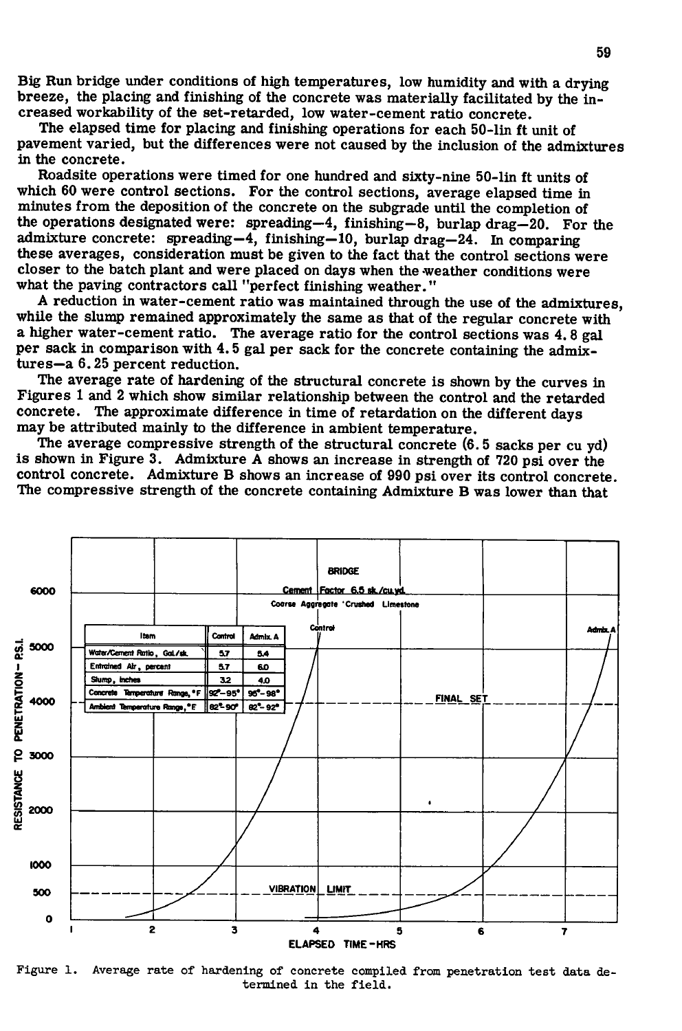Big Run bridge under conditions of high temperatures, low humidity and with a drying breeze, the placing and finishing of the concrete was materially facilitated by the increased workability of the set-retarded, low water-cement ratio concrete.

The elapsed time for placing and finishing operations for each 50-lin ft unit of pavement varied, but the differences were not caused by the inclusion of the admixtures in the concrete.

Roadsite operations were timed for one hundred and sixty-nine 50-lin ft units of which 60 were control sections. For the control sections, average elapsed time in minutes from the deposition of the concrete on the subgrade until the completion of the operations designated were: spreading—4, finishing—8, burlap drag—20. For the admixture concrete: spreading—4, finishing—10, burlap drag—24. In comparing these averages, consideration must be given to the fact that the control sections were closer to the batch plant and were placed on days when the weather conditions were what the paving contractors call "perfect finishing weather."

A reduction in water-cement ratio was maintained through the use of the admixtures, while the slump remained approximately the same as that of the regular concrete with a higher water-cement ratio. The average ratio for the control sections was 4.8 gal per sack in comparison with 4.5 gal per sack for the concrete containing the admixtures—a 6.25 percent reduction.

The average rate of hardening of the structural concrete is shown by the curves in Figures 1 and 2 which show similar relationship between the control and the retarded concrete. The approximate difference in time of retardation on the different days may be attributed mainly to the difference in ambient temperature.

The average compressive strength of the structural concrete (6.5 sacks per cu yd) is shown in Figure 3. Admixture A shows an increase in strength of 720 psi over the control concrete. Admixture B shows an increase of 990 psi over its control concrete. The compressive strength of the concrete containing Admixture B was lower than that

BRIDGE

Cement Factor 6.5 sk./cu.yd.

Coarse Aggregate 'Crushed Limestone

| Item | Control | Admix. A |
|---|---|---|
| Water/Cement Ratio, Gal./sk. | 5.7 | 5.4 |
| Entrained Air, percent | 5.7 | 6.0 |
| Slump, Inches | 3.2 | 4.0 |
| Concrete Temperature Range, °F | 92°–95° | 95°–98° |
| Ambient Temperature Range, °F | 82°–90° | 82°–92° |

Control

Admix. A

FINAL SET

VIBRATION LIMIT

RESISTANCE TO PENETRATION – P.S.I.

0, 500, 1000, 2000, 3000, 4000, 5000, 6000

ELAPSED TIME – HRS

1, 2, 3, 4, 5, 6, 7

Figure 1. Average rate of hardening of concrete compiled from penetration test data determined in the field.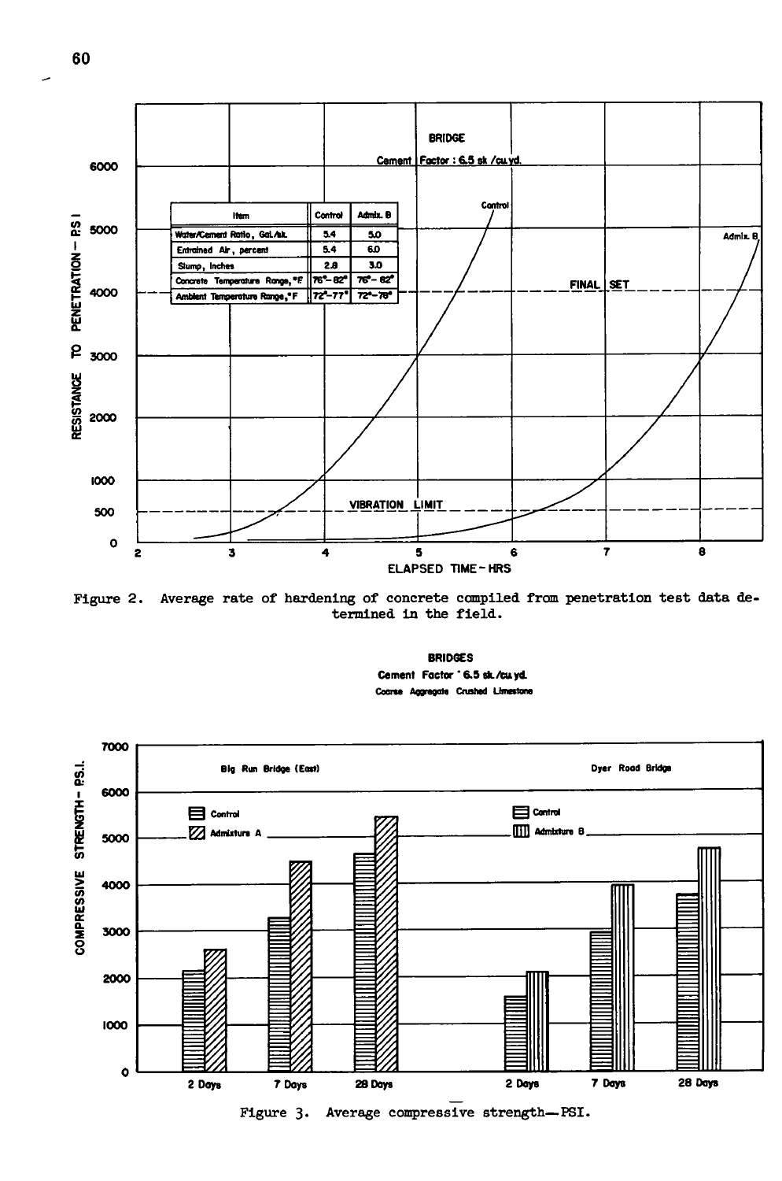BRIDGE

Cement Factor : 6.5 sk /cu.yd.

| Item | Control | Admix. B |
| --- | --- | --- |
| Water/Cement Ratio, Gal./sk. | 5.4 | 5.0 |
| Entrained Air, percent | 5.4 | 6.0 |
| Slump, Inches | 2.8 | 3.0 |
| Concrete Temperature Range, °F | 76°– 82° | 76°– 82° |
| Ambient Temperature Range, °F | 72°–77° | 72°–76° |

Control

Admix. B

FINAL SET

VIBRATION LIMIT

RESISTANCE TO PENETRATION - P.S.I.

6000

5000

4000

3000

2000

1000

500

0

2 3 4 5 6 7 8

ELAPSED TIME - HRS

Figure 2. Average rate of hardening of concrete compiled from penetration test data determined in the field.

BRIDGES

Cement Factor 6.5 sk./cu.yd.

Coarse Aggregate Crushed Limestone

Big Run Bridge (East)

Control

Admixture A

Dyer Road Bridge

Control

Admixture B

COMPRESSIVE STRENGTH - P.S.I.

7000

6000

5000

4000

3000

2000

1000

0

2 Days 7 Days 28 Days 2 Days 7 Days 28 Days

Figure 3. Average compressive strength—PSI.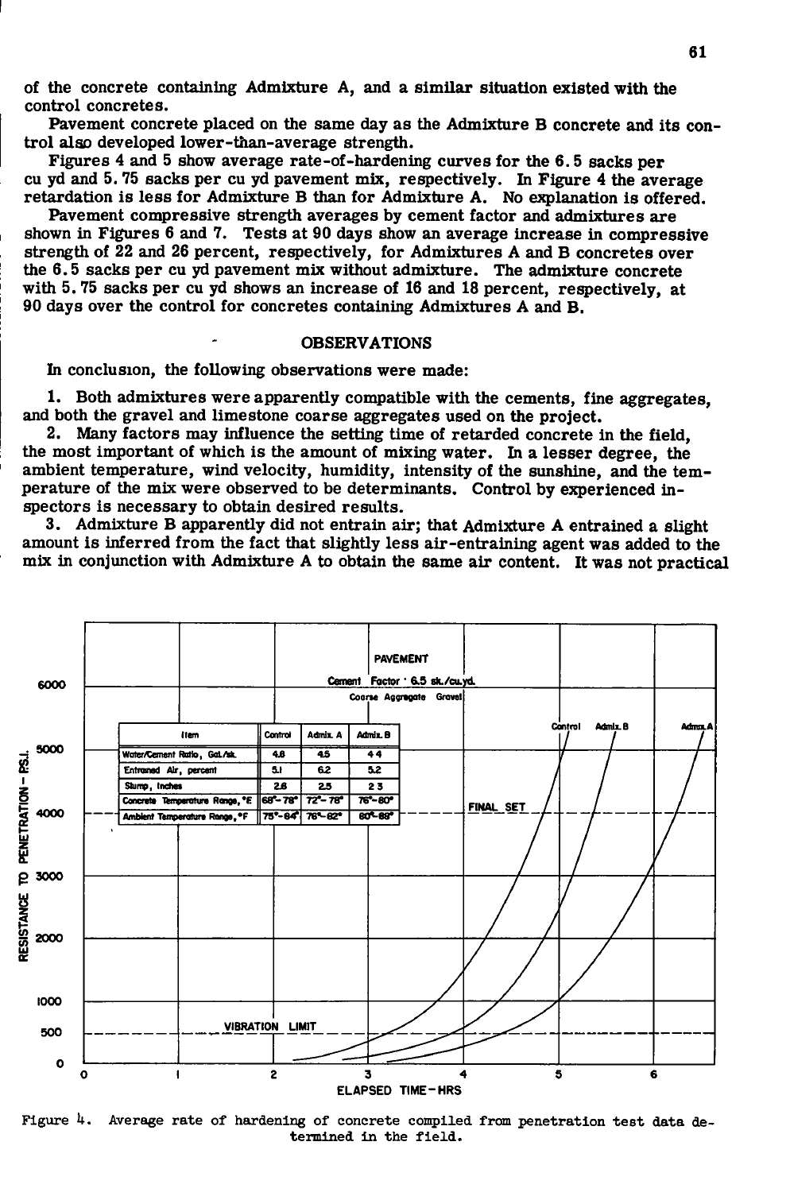of the concrete containing Admixture A, and a similar situation existed with the control concretes.

Pavement concrete placed on the same day as the Admixture B concrete and its control also developed lower-than-average strength.

Figures 4 and 5 show average rate-of-hardening curves for the 6.5 sacks per cu yd and 5.75 sacks per cu yd pavement mix, respectively. In Figure 4 the average retardation is less for Admixture B than for Admixture A. No explanation is offered.

Pavement compressive strength averages by cement factor and admixtures are shown in Figures 6 and 7. Tests at 90 days show an average increase in compressive strength of 22 and 26 percent, respectively, for Admixtures A and B concretes over the 6.5 sacks per cu yd pavement mix without admixture. The admixture concrete with 5.75 sacks per cu yd shows an increase of 16 and 18 percent, respectively, at 90 days over the control for concretes containing Admixtures A and B.

## OBSERVATIONS

In conclusion, the following observations were made:

1. Both admixtures were apparently compatible with the cements, fine aggregates, and both the gravel and limestone coarse aggregates used on the project.
2. Many factors may influence the setting time of retarded concrete in the field, the most important of which is the amount of mixing water. In a lesser degree, the ambient temperature, wind velocity, humidity, intensity of the sunshine, and the temperature of the mix were observed to be determinants. Control by experienced inspectors is necessary to obtain desired results.
3. Admixture B apparently did not entrain air; that Admixture A entrained a slight amount is inferred from the fact that slightly less air-entraining agent was added to the mix in conjunction with Admixture A to obtain the same air content. It was not practical

PAVEMENT
Cement Factor · 6.5 sk./cu.yd.
Coarse Aggregate Gravel

| Item | Control | Admix. A | Admix. B |
|---|---|---|---|
| Water/Cement Ratio, Gal./sk. | 4.8 | 4.5 | 4.4 |
| Entrained Air, percent | 5.1 | 6.2 | 5.2 |
| Slump, Inches | 2.6 | 2.5 | 2.3 |
| Concrete Temperature Range, °F | 68°-78° | 72°-78° | 76°-80° |
| Ambient Temperature Range, °F | 75°-84° | 76°-82° | 80°-89° |

Control
Admix. B
Admix. A
FINAL SET
VIBRATION LIMIT
RESISTANCE TO PENETRATION - P.S.I.
0
500
1000
2000
3000
4000
5000
6000
ELAPSED TIME-HRS
0
1
2
3
4
5
6

Figure 4. Average rate of hardening of concrete compiled from penetration test data determined in the field.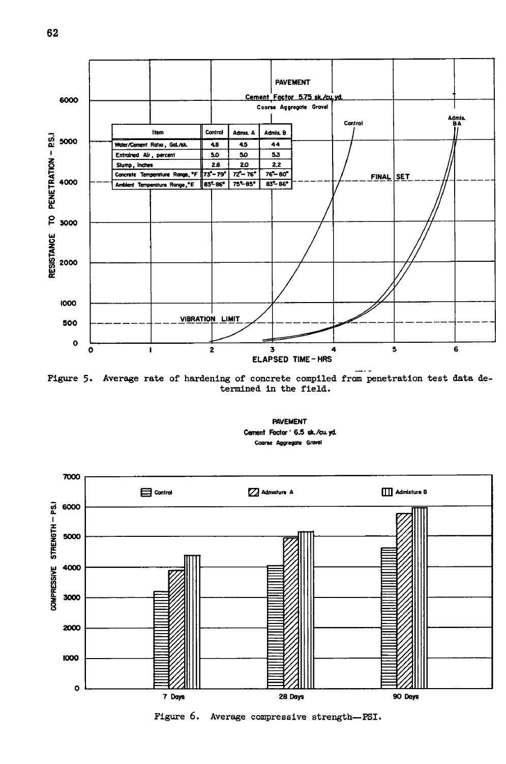PAVEMENT

Cement Factor 5.75 sk./cu.yd.

Coarse Aggregate Gravel

| Item | Control | Admix. A | Admix. B |
|---|---|---|---|
| Water/Cement Ratio, Gal./sk. | 4.8 | 4.5 | 4.4 |
| Entrained Air, percent | 5.0 | 5.0 | 5.3 |
| Slump, Inches | 2.6 | 2.0 | 2.2 |
| Concrete Temperature Range, °F | 73°-79° | 72°-76° | 76°-80° |
| Ambient Temperature Range, °F | 83°-86° | 75°-85° | 83°-86° |

Control

Admix. B A

FINAL SET

VIBRATION LIMIT

RESISTANCE TO PENETRATION - P.S.I

0 500 1000 2000 3000 4000 5000 6000

0 1 2 3 4 5 6

ELAPSED TIME - HRS

Figure 5. Average rate of hardening of concrete compiled from penetration test data determined in the field.

PAVEMENT

Cement Factor 6.5 sk./cu.yd.

Coarse Aggregate Gravel

Control

Admixture A

Admixture B

COMPRESSIVE STRENGTH - PSI.

0 1000 2000 3000 4000 5000 6000 7000

7 Days

28 Days

90 Days

Figure 6. Average compressive strength—PSI.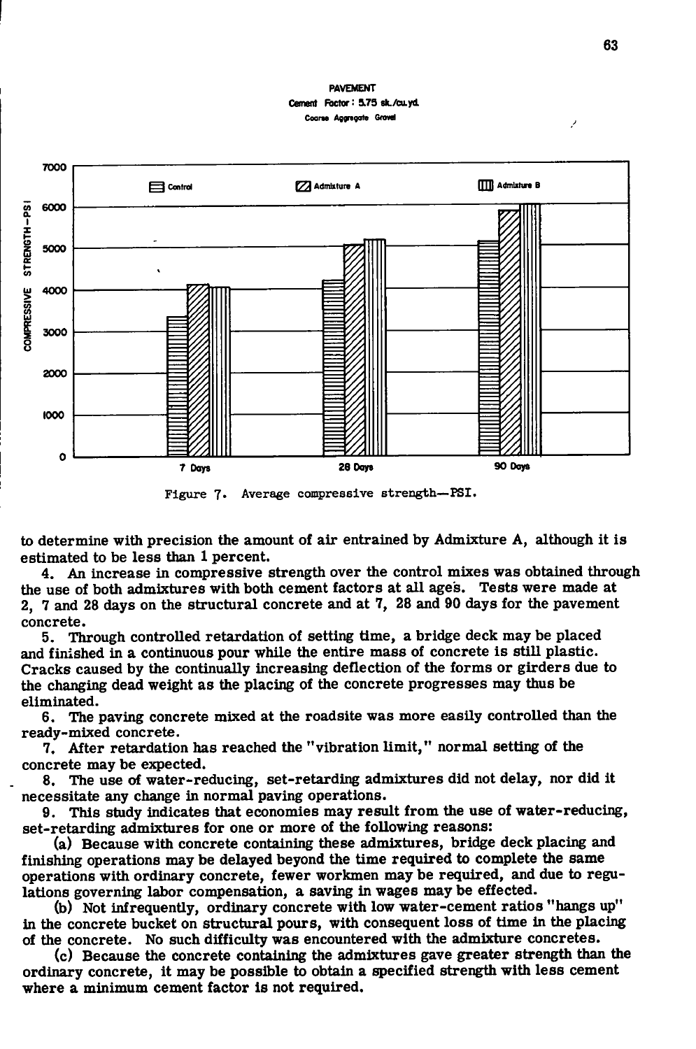PAVEMENT

Cement Factor: 5.75 sk./cu.yd.

Coarse Aggregate Gravel

7000

6000

5000

4000

3000

2000

1000

0

COMPRESSIVE STRENGTH—PSI

Control

Admixture A

Admixture B

7 Days

28 Days

90 Days

Figure 7. Average compressive strength—PSI.

to determine with precision the amount of air entrained by Admixture A, although it is estimated to be less than 1 percent.

4. An increase in compressive strength over the control mixes was obtained through the use of both admixtures with both cement factors at all ages. Tests were made at 2, 7 and 28 days on the structural concrete and at 7, 28 and 90 days for the pavement concrete.

5. Through controlled retardation of setting time, a bridge deck may be placed and finished in a continuous pour while the entire mass of concrete is still plastic. Cracks caused by the continually increasing deflection of the forms or girders due to the changing dead weight as the placing of the concrete progresses may thus be eliminated.

6. The paving concrete mixed at the roadsite was more easily controlled than the ready-mixed concrete.

7. After retardation has reached the "vibration limit," normal setting of the concrete may be expected.

8. The use of water-reducing, set-retarding admixtures did not delay, nor did it necessitate any change in normal paving operations.

9. This study indicates that economies may result from the use of water-reducing, set-retarding admixtures for one or more of the following reasons:

(a) Because with concrete containing these admixtures, bridge deck placing and finishing operations may be delayed beyond the time required to complete the same operations with ordinary concrete, fewer workmen may be required, and due to regulations governing labor compensation, a saving in wages may be effected.

(b) Not infrequently, ordinary concrete with low water-cement ratios "hangs up" in the concrete bucket on structural pours, with consequent loss of time in the placing of the concrete. No such difficulty was encountered with the admixture concretes.

(c) Because the concrete containing the admixtures gave greater strength than the ordinary concrete, it may be possible to obtain a specified strength with less cement where a minimum cement factor is not required.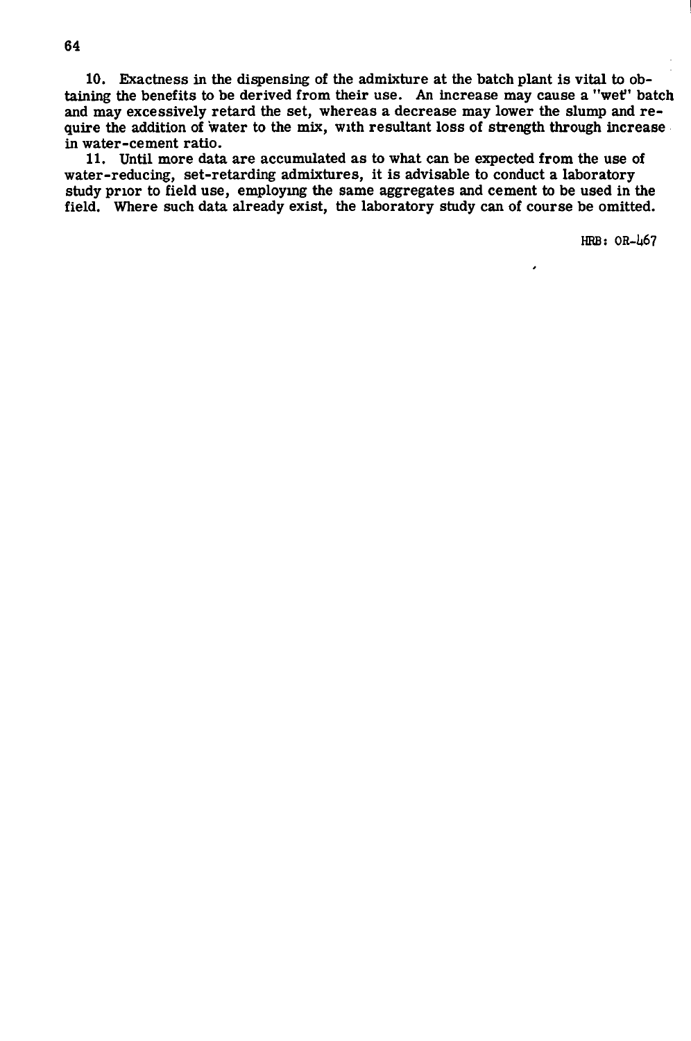10. Exactness in the dispensing of the admixture at the batch plant is vital to obtaining the benefits to be derived from their use. An increase may cause a "wet" batch and may excessively retard the set, whereas a decrease may lower the slump and require the addition of water to the mix, with resultant loss of strength through increase in water-cement ratio.

11. Until more data are accumulated as to what can be expected from the use of water-reducing, set-retarding admixtures, it is advisable to conduct a laboratory study prior to field use, employing the same aggregates and cement to be used in the field. Where such data already exist, the laboratory study can of course be omitted.

HRB: OR-467